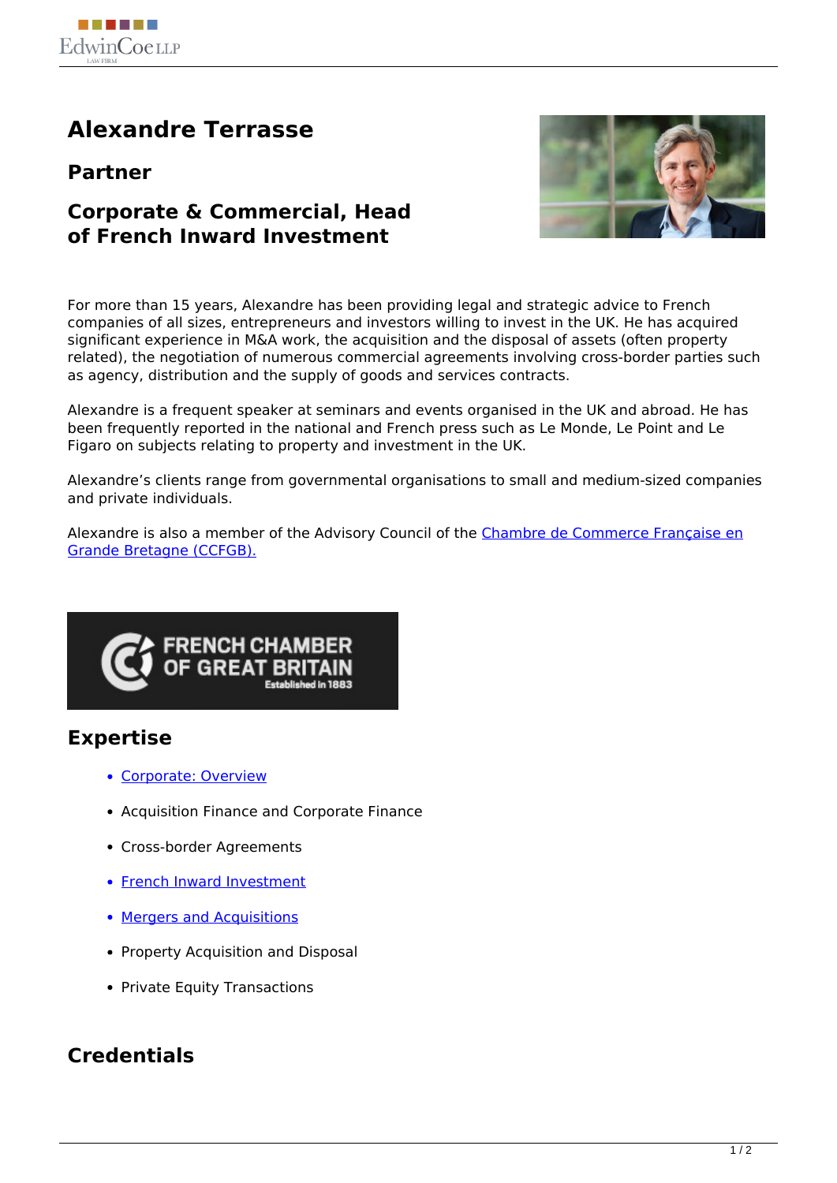# Alexandre Terrasse

## Partner

## Corporate & Commercial, Head of French Inward Investment

For more than 15 years, Alexandre has been providing legal and strategic advice to French companies of all sizes, entrepreneurs and investors willing to invest in the UK. He has acquired significant experience in M&A work, the acquisition and the disposal of assets (often property related), the negotiation of numerous commercial agreements involving cross-border parties such as agency, distribution and the supply of goods and services contracts.

Alexandre is a frequent speaker at seminars and events organised in the UK and abroad. He has been frequently reported in the national and French press such as Le Monde, Le Point and Le Figaro on subjects relating to property and investment in the UK.

Alexandre's clients range from governmental organisations to small and medium-sized companies and private individuals.

Alexandre is also a member of the Advisory Council of the Chambre de Commerce Française en Grande Bretagne (CCFGB).

## Expertise

- Corporate: Overview
- Acquisition Finance and Corporate Finance
- Cross-border Agreements
- French Inward Investment
- Mergers and Acquisitions
- Property Acquisition and Disposal
- Private Equity Transactions

## Credentials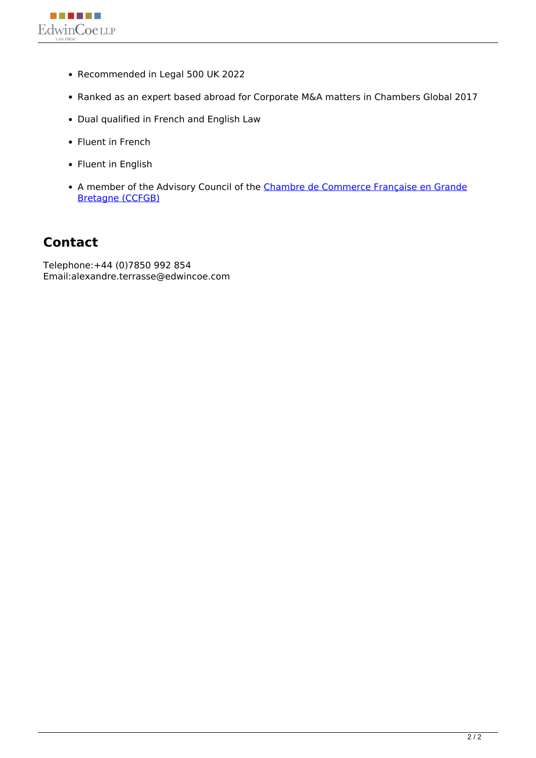- Recommended in Legal 500 UK 2022
- Ranked as an expert based abroad for Corporate M&A matters in Chambers Global 2017
- Dual qualified in French and English Law
- Fluent in French
- Fluent in English
- A member of the Advisory Council of the Chambre de Commerce Française en Grande Bretagne (CCFGB)

## Contact

Telephone:+44 (0)7850 992 854
Email:alexandre.terrasse@edwincoe.com